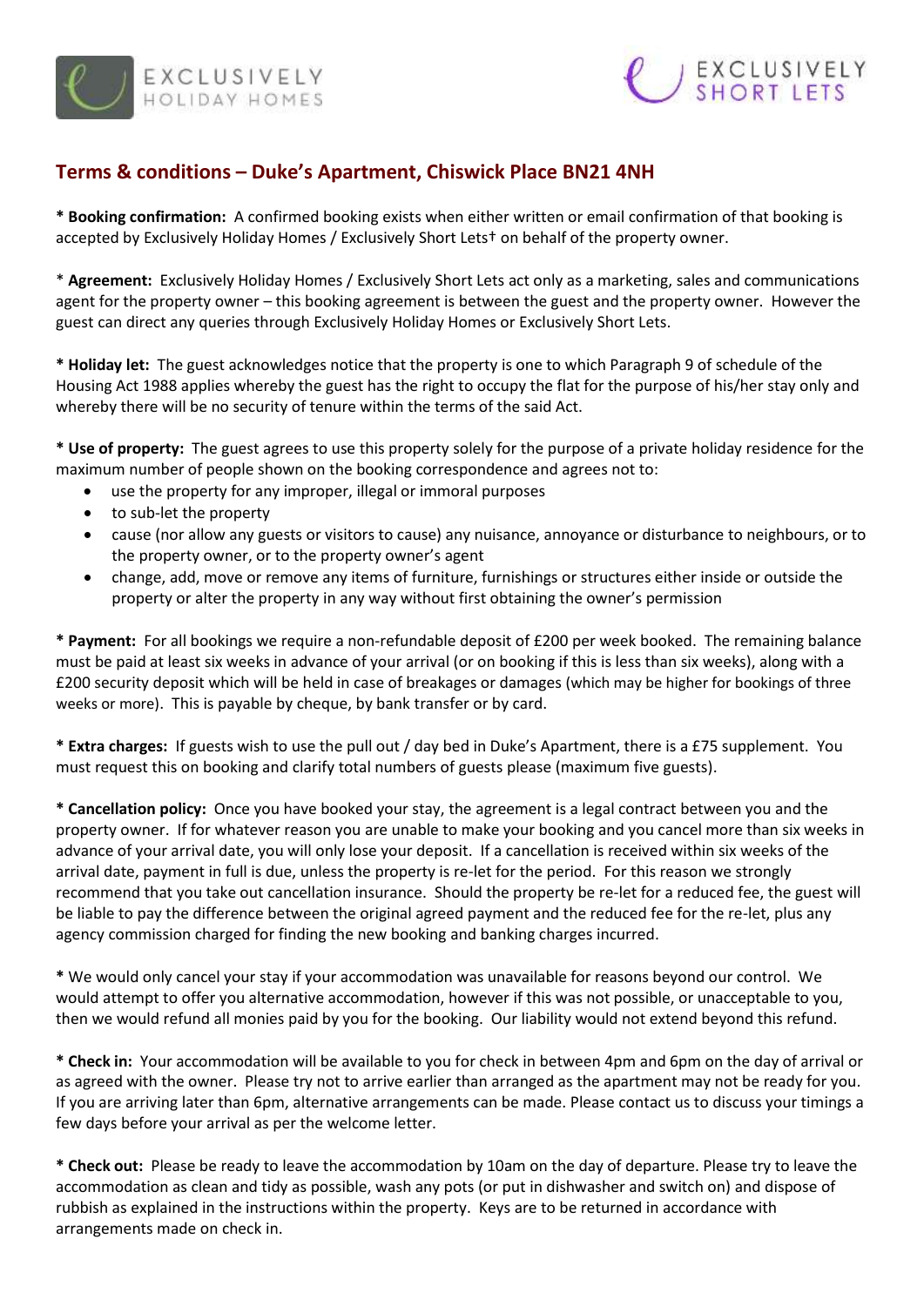EXCLUSIVELY HOLIDAY HOMES

EXCLUSIVELY SHORT LETS

## Terms & conditions – Duke's Apartment, Chiswick Place BN21 4NH

* **Booking confirmation:** A confirmed booking exists when either written or email confirmation of that booking is accepted by Exclusively Holiday Homes / Exclusively Short Lets† on behalf of the property owner.

* **Agreement:** Exclusively Holiday Homes / Exclusively Short Lets act only as a marketing, sales and communications agent for the property owner – this booking agreement is between the guest and the property owner. However the guest can direct any queries through Exclusively Holiday Homes or Exclusively Short Lets.

* **Holiday let:** The guest acknowledges notice that the property is one to which Paragraph 9 of schedule of the Housing Act 1988 applies whereby the guest has the right to occupy the flat for the purpose of his/her stay only and whereby there will be no security of tenure within the terms of the said Act.

* **Use of property:** The guest agrees to use this property solely for the purpose of a private holiday residence for the maximum number of people shown on the booking correspondence and agrees not to:

- use the property for any improper, illegal or immoral purposes
- to sub-let the property
- cause (nor allow any guests or visitors to cause) any nuisance, annoyance or disturbance to neighbours, or to the property owner, or to the property owner's agent
- change, add, move or remove any items of furniture, furnishings or structures either inside or outside the property or alter the property in any way without first obtaining the owner's permission

* **Payment:** For all bookings we require a non-refundable deposit of £200 per week booked. The remaining balance must be paid at least six weeks in advance of your arrival (or on booking if this is less than six weeks), along with a £200 security deposit which will be held in case of breakages or damages (which may be higher for bookings of three weeks or more). This is payable by cheque, by bank transfer or by card.

* **Extra charges:** If guests wish to use the pull out / day bed in Duke's Apartment, there is a £75 supplement. You must request this on booking and clarify total numbers of guests please (maximum five guests).

* **Cancellation policy:** Once you have booked your stay, the agreement is a legal contract between you and the property owner. If for whatever reason you are unable to make your booking and you cancel more than six weeks in advance of your arrival date, you will only lose your deposit. If a cancellation is received within six weeks of the arrival date, payment in full is due, unless the property is re-let for the period. For this reason we strongly recommend that you take out cancellation insurance. Should the property be re-let for a reduced fee, the guest will be liable to pay the difference between the original agreed payment and the reduced fee for the re-let, plus any agency commission charged for finding the new booking and banking charges incurred.

* We would only cancel your stay if your accommodation was unavailable for reasons beyond our control. We would attempt to offer you alternative accommodation, however if this was not possible, or unacceptable to you, then we would refund all monies paid by you for the booking. Our liability would not extend beyond this refund.

* **Check in:** Your accommodation will be available to you for check in between 4pm and 6pm on the day of arrival or as agreed with the owner. Please try not to arrive earlier than arranged as the apartment may not be ready for you. If you are arriving later than 6pm, alternative arrangements can be made. Please contact us to discuss your timings a few days before your arrival as per the welcome letter.

* **Check out:** Please be ready to leave the accommodation by 10am on the day of departure. Please try to leave the accommodation as clean and tidy as possible, wash any pots (or put in dishwasher and switch on) and dispose of rubbish as explained in the instructions within the property. Keys are to be returned in accordance with arrangements made on check in.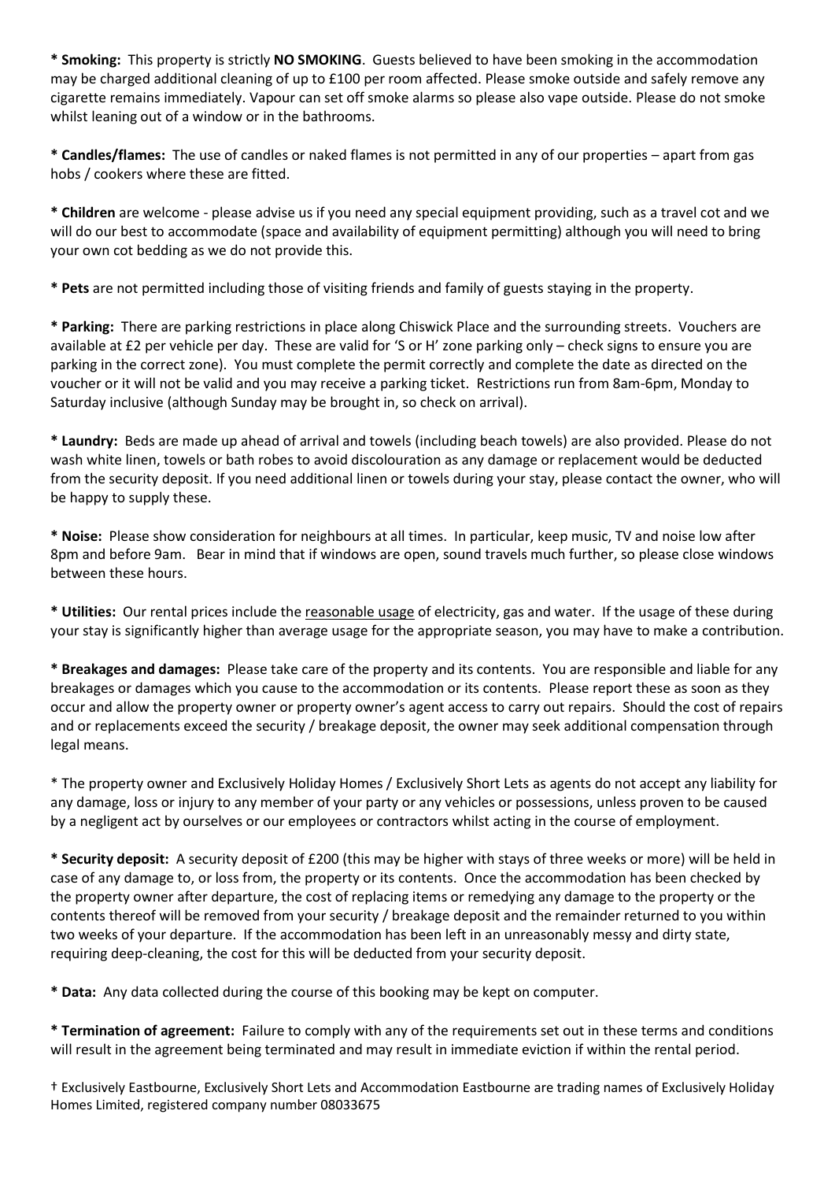**\* Smoking:** This property is strictly **NO SMOKING**. Guests believed to have been smoking in the accommodation may be charged additional cleaning of up to £100 per room affected. Please smoke outside and safely remove any cigarette remains immediately. Vapour can set off smoke alarms so please also vape outside. Please do not smoke whilst leaning out of a window or in the bathrooms.

**\* Candles/flames:** The use of candles or naked flames is not permitted in any of our properties – apart from gas hobs / cookers where these are fitted.

**\* Children** are welcome - please advise us if you need any special equipment providing, such as a travel cot and we will do our best to accommodate (space and availability of equipment permitting) although you will need to bring your own cot bedding as we do not provide this.

**\* Pets** are not permitted including those of visiting friends and family of guests staying in the property.

**\* Parking:** There are parking restrictions in place along Chiswick Place and the surrounding streets. Vouchers are available at £2 per vehicle per day. These are valid for 'S or H' zone parking only – check signs to ensure you are parking in the correct zone). You must complete the permit correctly and complete the date as directed on the voucher or it will not be valid and you may receive a parking ticket. Restrictions run from 8am-6pm, Monday to Saturday inclusive (although Sunday may be brought in, so check on arrival).

**\* Laundry:** Beds are made up ahead of arrival and towels (including beach towels) are also provided. Please do not wash white linen, towels or bath robes to avoid discolouration as any damage or replacement would be deducted from the security deposit. If you need additional linen or towels during your stay, please contact the owner, who will be happy to supply these.

**\* Noise:** Please show consideration for neighbours at all times. In particular, keep music, TV and noise low after 8pm and before 9am. Bear in mind that if windows are open, sound travels much further, so please close windows between these hours.

**\* Utilities:** Our rental prices include the <u>reasonable usage</u> of electricity, gas and water. If the usage of these during your stay is significantly higher than average usage for the appropriate season, you may have to make a contribution.

**\* Breakages and damages:** Please take care of the property and its contents. You are responsible and liable for any breakages or damages which you cause to the accommodation or its contents. Please report these as soon as they occur and allow the property owner or property owner's agent access to carry out repairs. Should the cost of repairs and or replacements exceed the security / breakage deposit, the owner may seek additional compensation through legal means.

\* The property owner and Exclusively Holiday Homes / Exclusively Short Lets as agents do not accept any liability for any damage, loss or injury to any member of your party or any vehicles or possessions, unless proven to be caused by a negligent act by ourselves or our employees or contractors whilst acting in the course of employment.

**\* Security deposit:** A security deposit of £200 (this may be higher with stays of three weeks or more) will be held in case of any damage to, or loss from, the property or its contents. Once the accommodation has been checked by the property owner after departure, the cost of replacing items or remedying any damage to the property or the contents thereof will be removed from your security / breakage deposit and the remainder returned to you within two weeks of your departure. If the accommodation has been left in an unreasonably messy and dirty state, requiring deep-cleaning, the cost for this will be deducted from your security deposit.

**\* Data:** Any data collected during the course of this booking may be kept on computer.

**\* Termination of agreement:** Failure to comply with any of the requirements set out in these terms and conditions will result in the agreement being terminated and may result in immediate eviction if within the rental period.

† Exclusively Eastbourne, Exclusively Short Lets and Accommodation Eastbourne are trading names of Exclusively Holiday Homes Limited, registered company number 08033675